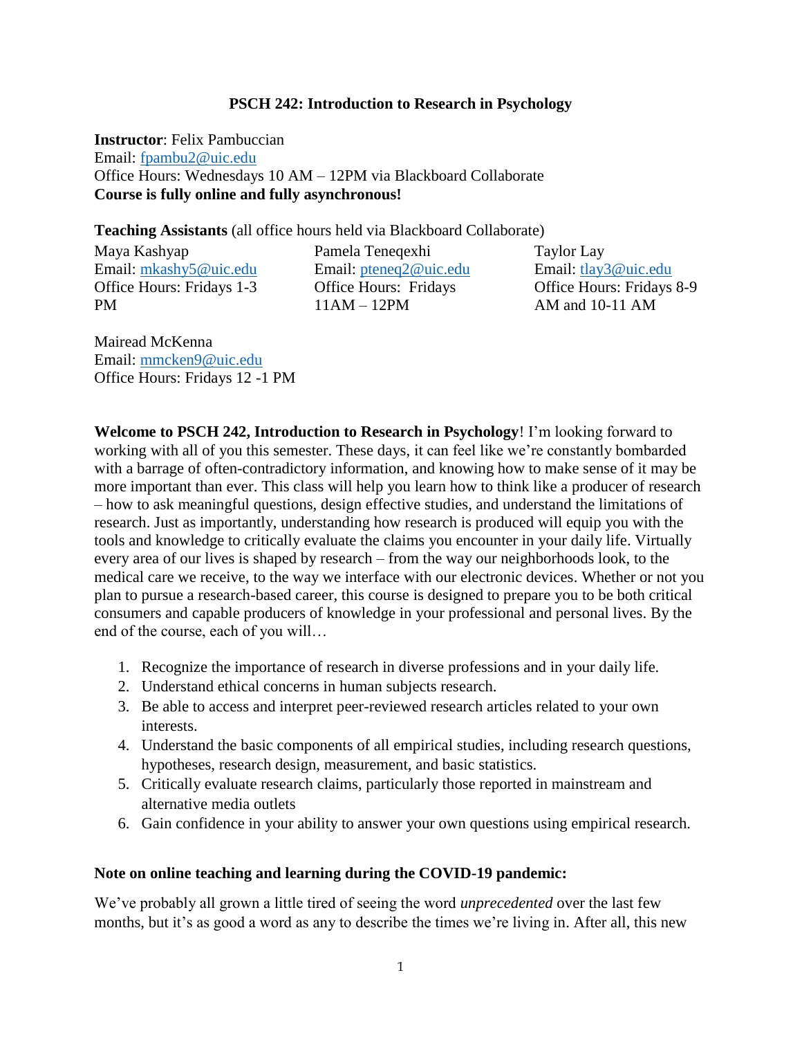# PSCH 242: Introduction to Research in Psychology

**Instructor**: Felix Pambuccian
Email: fpambu2@uic.edu
Office Hours: Wednesdays 10 AM – 12PM via Blackboard Collaborate
**Course is fully online and fully asynchronous!**

**Teaching Assistants** (all office hours held via Blackboard Collaborate)

Maya Kashyap
Email: mkashy5@uic.edu
Office Hours: Fridays 1-3 PM

Pamela Teneqexhi
Email: pteneq2@uic.edu
Office Hours: Fridays 11AM – 12PM

Taylor Lay
Email: tlay3@uic.edu
Office Hours: Fridays 8-9 AM and 10-11 AM

Mairead McKenna
Email: mmcken9@uic.edu
Office Hours: Fridays 12 -1 PM

**Welcome to PSCH 242, Introduction to Research in Psychology**! I'm looking forward to working with all of you this semester. These days, it can feel like we're constantly bombarded with a barrage of often-contradictory information, and knowing how to make sense of it may be more important than ever. This class will help you learn how to think like a producer of research – how to ask meaningful questions, design effective studies, and understand the limitations of research. Just as importantly, understanding how research is produced will equip you with the tools and knowledge to critically evaluate the claims you encounter in your daily life. Virtually every area of our lives is shaped by research – from the way our neighborhoods look, to the medical care we receive, to the way we interface with our electronic devices. Whether or not you plan to pursue a research-based career, this course is designed to prepare you to be both critical consumers and capable producers of knowledge in your professional and personal lives. By the end of the course, each of you will…

1. Recognize the importance of research in diverse professions and in your daily life.
2. Understand ethical concerns in human subjects research.
3. Be able to access and interpret peer-reviewed research articles related to your own interests.
4. Understand the basic components of all empirical studies, including research questions, hypotheses, research design, measurement, and basic statistics.
5. Critically evaluate research claims, particularly those reported in mainstream and alternative media outlets
6. Gain confidence in your ability to answer your own questions using empirical research.

**Note on online teaching and learning during the COVID-19 pandemic:**

We've probably all grown a little tired of seeing the word *unprecedented* over the last few months, but it's as good a word as any to describe the times we're living in. After all, this new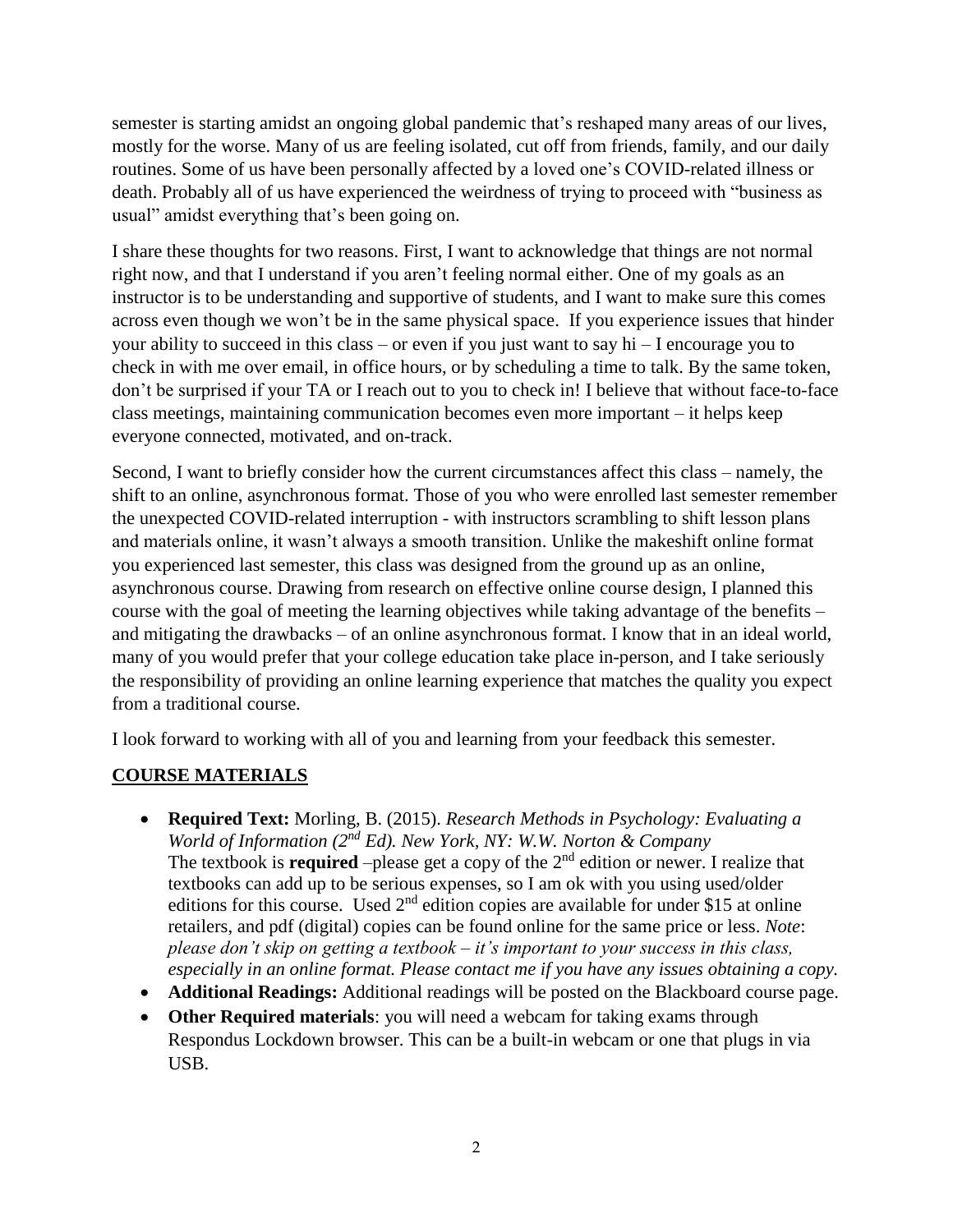semester is starting amidst an ongoing global pandemic that's reshaped many areas of our lives, mostly for the worse. Many of us are feeling isolated, cut off from friends, family, and our daily routines. Some of us have been personally affected by a loved one's COVID-related illness or death. Probably all of us have experienced the weirdness of trying to proceed with "business as usual" amidst everything that's been going on.

I share these thoughts for two reasons. First, I want to acknowledge that things are not normal right now, and that I understand if you aren't feeling normal either. One of my goals as an instructor is to be understanding and supportive of students, and I want to make sure this comes across even though we won't be in the same physical space. If you experience issues that hinder your ability to succeed in this class – or even if you just want to say hi – I encourage you to check in with me over email, in office hours, or by scheduling a time to talk. By the same token, don't be surprised if your TA or I reach out to you to check in! I believe that without face-to-face class meetings, maintaining communication becomes even more important – it helps keep everyone connected, motivated, and on-track.

Second, I want to briefly consider how the current circumstances affect this class – namely, the shift to an online, asynchronous format. Those of you who were enrolled last semester remember the unexpected COVID-related interruption - with instructors scrambling to shift lesson plans and materials online, it wasn't always a smooth transition. Unlike the makeshift online format you experienced last semester, this class was designed from the ground up as an online, asynchronous course. Drawing from research on effective online course design, I planned this course with the goal of meeting the learning objectives while taking advantage of the benefits – and mitigating the drawbacks – of an online asynchronous format. I know that in an ideal world, many of you would prefer that your college education take place in-person, and I take seriously the responsibility of providing an online learning experience that matches the quality you expect from a traditional course.

I look forward to working with all of you and learning from your feedback this semester.

## COURSE MATERIALS

- **Required Text:** Morling, B. (2015). *Research Methods in Psychology: Evaluating a World of Information (2nd Ed). New York, NY: W.W. Norton & Company*
  The textbook is **required** –please get a copy of the 2nd edition or newer. I realize that textbooks can add up to be serious expenses, so I am ok with you using used/older editions for this course. Used 2nd edition copies are available for under $15 at online retailers, and pdf (digital) copies can be found online for the same price or less. *Note*: *please don't skip on getting a textbook – it's important to your success in this class, especially in an online format. Please contact me if you have any issues obtaining a copy.*
- **Additional Readings:** Additional readings will be posted on the Blackboard course page.
- **Other Required materials**: you will need a webcam for taking exams through Respondus Lockdown browser. This can be a built-in webcam or one that plugs in via USB.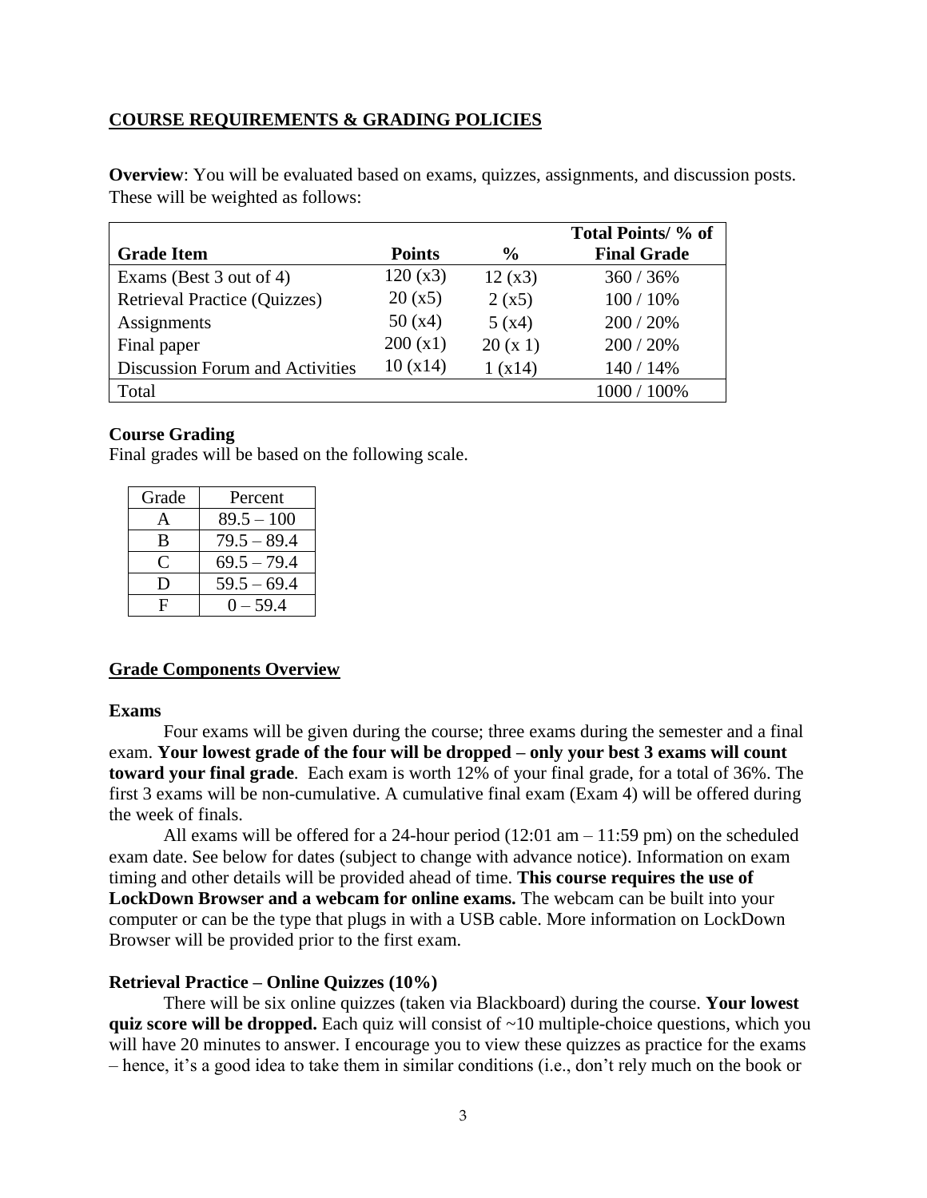## COURSE REQUIREMENTS & GRADING POLICIES

**Overview**: You will be evaluated based on exams, quizzes, assignments, and discussion posts. These will be weighted as follows:

| Grade Item | Points | % | Total Points/ % of Final Grade |
|---|---|---|---|
| Exams (Best 3 out of 4) | 120 (x3) | 12 (x3) | 360 / 36% |
| Retrieval Practice (Quizzes) | 20 (x5) | 2 (x5) | 100 / 10% |
| Assignments | 50 (x4) | 5 (x4) | 200 / 20% |
| Final paper | 200 (x1) | 20 (x 1) | 200 / 20% |
| Discussion Forum and Activities | 10 (x14) | 1 (x14) | 140 / 14% |
| Total | | | 1000 / 100% |

**Course Grading**

Final grades will be based on the following scale.

| Grade | Percent |
|---|---|
| A | 89.5 – 100 |
| B | 79.5 – 89.4 |
| C | 69.5 – 79.4 |
| D | 59.5 – 69.4 |
| F | 0 – 59.4 |

## Grade Components Overview

**Exams**

Four exams will be given during the course; three exams during the semester and a final exam. **Your lowest grade of the four will be dropped – only your best 3 exams will count toward your final grade**. Each exam is worth 12% of your final grade, for a total of 36%. The first 3 exams will be non-cumulative. A cumulative final exam (Exam 4) will be offered during the week of finals.

All exams will be offered for a 24-hour period (12:01 am – 11:59 pm) on the scheduled exam date. See below for dates (subject to change with advance notice). Information on exam timing and other details will be provided ahead of time. **This course requires the use of LockDown Browser and a webcam for online exams.** The webcam can be built into your computer or can be the type that plugs in with a USB cable. More information on LockDown Browser will be provided prior to the first exam.

**Retrieval Practice – Online Quizzes (10%)**

There will be six online quizzes (taken via Blackboard) during the course. **Your lowest quiz score will be dropped.** Each quiz will consist of ~10 multiple-choice questions, which you will have 20 minutes to answer. I encourage you to view these quizzes as practice for the exams – hence, it's a good idea to take them in similar conditions (i.e., don't rely much on the book or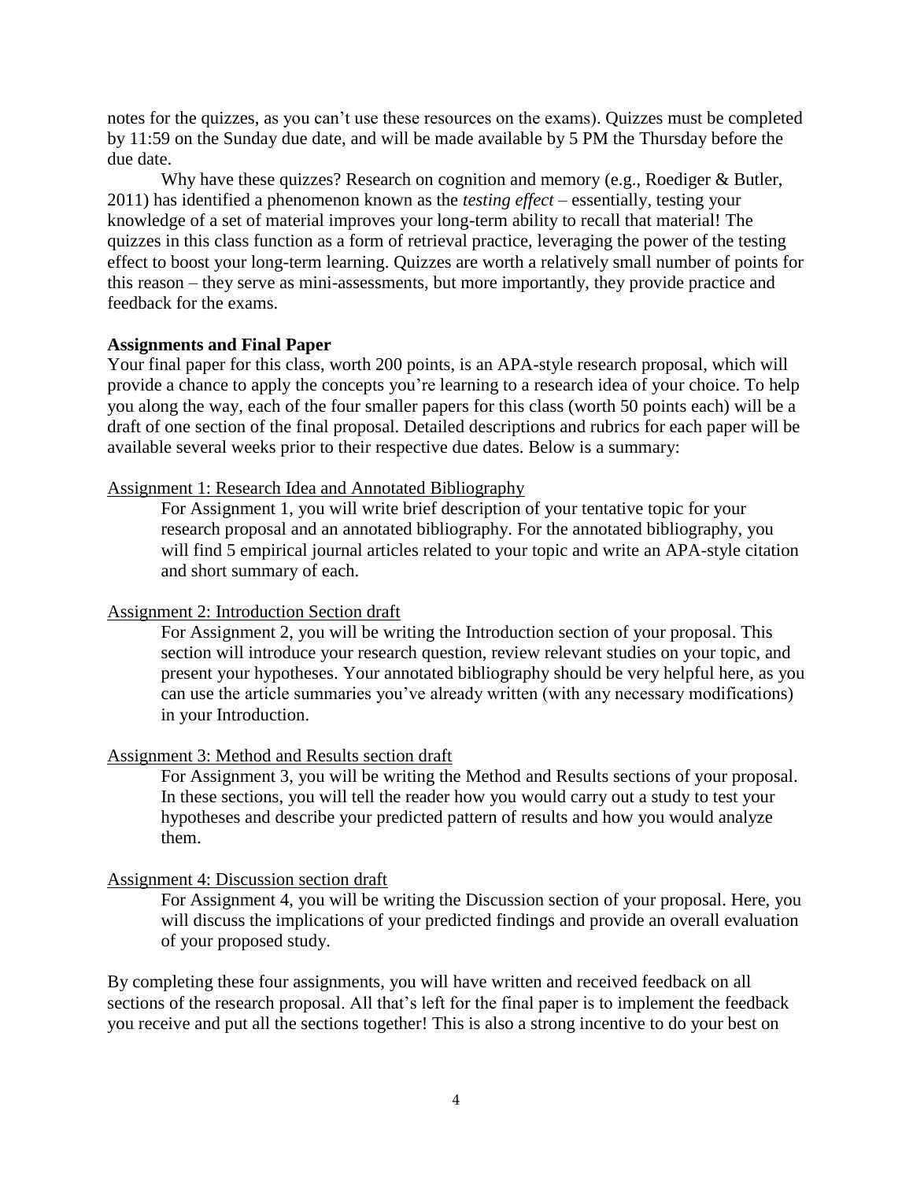notes for the quizzes, as you can't use these resources on the exams). Quizzes must be completed by 11:59 on the Sunday due date, and will be made available by 5 PM the Thursday before the due date.

Why have these quizzes? Research on cognition and memory (e.g., Roediger & Butler, 2011) has identified a phenomenon known as the *testing effect* – essentially, testing your knowledge of a set of material improves your long-term ability to recall that material! The quizzes in this class function as a form of retrieval practice, leveraging the power of the testing effect to boost your long-term learning. Quizzes are worth a relatively small number of points for this reason – they serve as mini-assessments, but more importantly, they provide practice and feedback for the exams.

**Assignments and Final Paper**

Your final paper for this class, worth 200 points, is an APA-style research proposal, which will provide a chance to apply the concepts you're learning to a research idea of your choice. To help you along the way, each of the four smaller papers for this class (worth 50 points each) will be a draft of one section of the final proposal. Detailed descriptions and rubrics for each paper will be available several weeks prior to their respective due dates. Below is a summary:

<u>Assignment 1: Research Idea and Annotated Bibliography</u>

For Assignment 1, you will write brief description of your tentative topic for your research proposal and an annotated bibliography. For the annotated bibliography, you will find 5 empirical journal articles related to your topic and write an APA-style citation and short summary of each.

<u>Assignment 2: Introduction Section draft</u>

For Assignment 2, you will be writing the Introduction section of your proposal. This section will introduce your research question, review relevant studies on your topic, and present your hypotheses. Your annotated bibliography should be very helpful here, as you can use the article summaries you've already written (with any necessary modifications) in your Introduction.

<u>Assignment 3: Method and Results section draft</u>

For Assignment 3, you will be writing the Method and Results sections of your proposal. In these sections, you will tell the reader how you would carry out a study to test your hypotheses and describe your predicted pattern of results and how you would analyze them.

<u>Assignment 4: Discussion section draft</u>

For Assignment 4, you will be writing the Discussion section of your proposal. Here, you will discuss the implications of your predicted findings and provide an overall evaluation of your proposed study.

By completing these four assignments, you will have written and received feedback on all sections of the research proposal. All that's left for the final paper is to implement the feedback you receive and put all the sections together! This is also a strong incentive to do your best on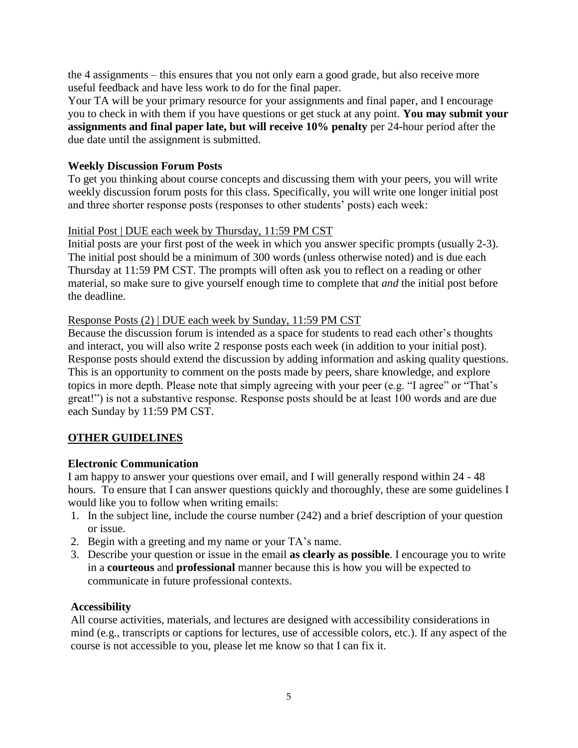the 4 assignments – this ensures that you not only earn a good grade, but also receive more useful feedback and have less work to do for the final paper.

Your TA will be your primary resource for your assignments and final paper, and I encourage you to check in with them if you have questions or get stuck at any point. **You may submit your assignments and final paper late, but will receive 10% penalty** per 24-hour period after the due date until the assignment is submitted.

### Weekly Discussion Forum Posts

To get you thinking about course concepts and discussing them with your peers, you will write weekly discussion forum posts for this class. Specifically, you will write one longer initial post and three shorter response posts (responses to other students' posts) each week:

Initial Post | DUE each week by Thursday, 11:59 PM CST

Initial posts are your first post of the week in which you answer specific prompts (usually 2-3). The initial post should be a minimum of 300 words (unless otherwise noted) and is due each Thursday at 11:59 PM CST. The prompts will often ask you to reflect on a reading or other material, so make sure to give yourself enough time to complete that *and* the initial post before the deadline.

Response Posts (2) | DUE each week by Sunday, 11:59 PM CST

Because the discussion forum is intended as a space for students to read each other's thoughts and interact, you will also write 2 response posts each week (in addition to your initial post). Response posts should extend the discussion by adding information and asking quality questions. This is an opportunity to comment on the posts made by peers, share knowledge, and explore topics in more depth. Please note that simply agreeing with your peer (e.g. "I agree" or "That's great!") is not a substantive response. Response posts should be at least 100 words and are due each Sunday by 11:59 PM CST.

## OTHER GUIDELINES

### Electronic Communication

I am happy to answer your questions over email, and I will generally respond within 24 - 48 hours. To ensure that I can answer questions quickly and thoroughly, these are some guidelines I would like you to follow when writing emails:

1. In the subject line, include the course number (242) and a brief description of your question or issue.
2. Begin with a greeting and my name or your TA's name.
3. Describe your question or issue in the email **as clearly as possible**. I encourage you to write in a **courteous** and **professional** manner because this is how you will be expected to communicate in future professional contexts.

### Accessibility

All course activities, materials, and lectures are designed with accessibility considerations in mind (e.g., transcripts or captions for lectures, use of accessible colors, etc.). If any aspect of the course is not accessible to you, please let me know so that I can fix it.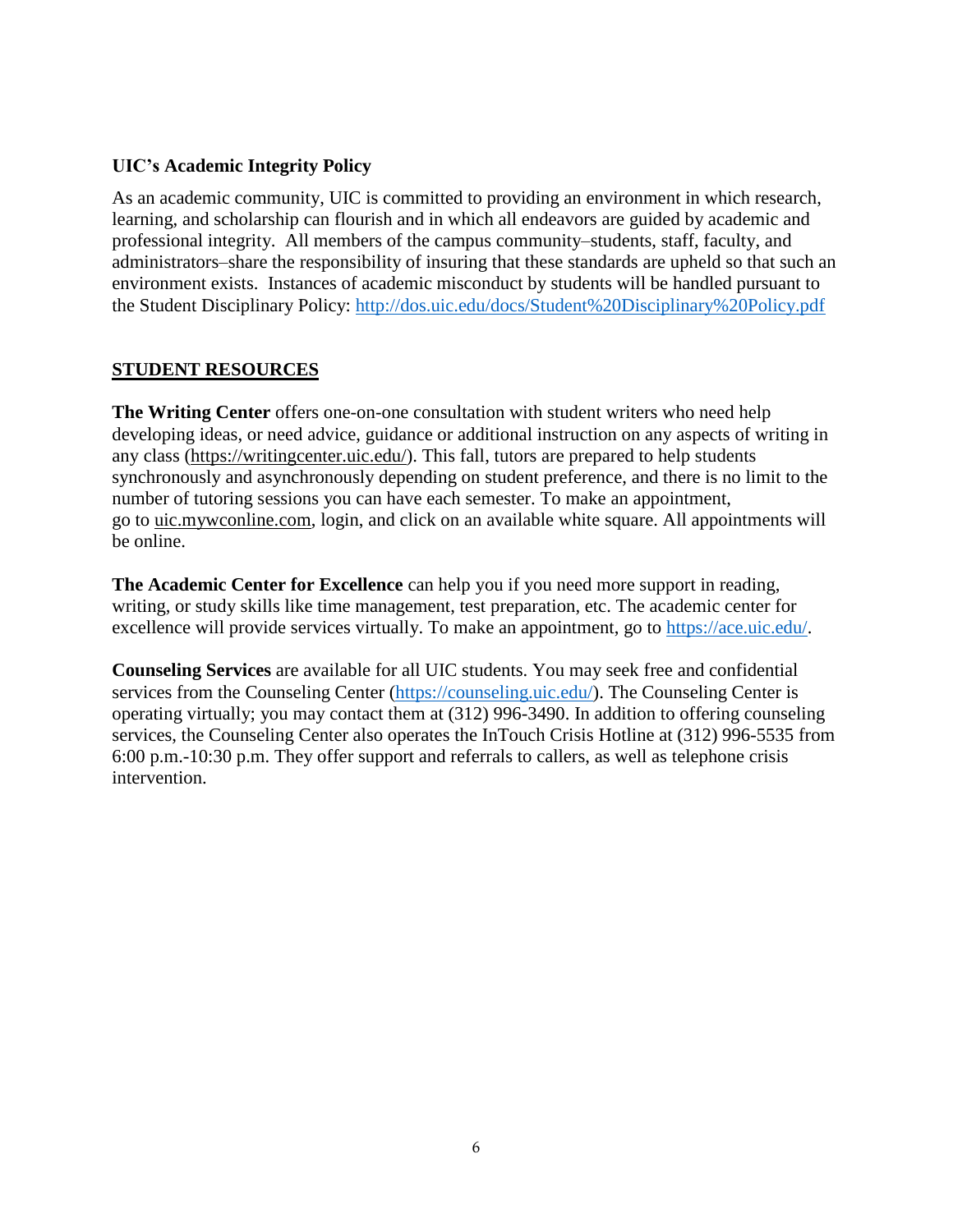**UIC's Academic Integrity Policy**

As an academic community, UIC is committed to providing an environment in which research, learning, and scholarship can flourish and in which all endeavors are guided by academic and professional integrity. All members of the campus community–students, staff, faculty, and administrators–share the responsibility of insuring that these standards are upheld so that such an environment exists. Instances of academic misconduct by students will be handled pursuant to the Student Disciplinary Policy: http://dos.uic.edu/docs/Student%20Disciplinary%20Policy.pdf

## STUDENT RESOURCES

**The Writing Center** offers one-on-one consultation with student writers who need help developing ideas, or need advice, guidance or additional instruction on any aspects of writing in any class (https://writingcenter.uic.edu/). This fall, tutors are prepared to help students synchronously and asynchronously depending on student preference, and there is no limit to the number of tutoring sessions you can have each semester. To make an appointment, go to uic.mywconline.com, login, and click on an available white square. All appointments will be online.

**The Academic Center for Excellence** can help you if you need more support in reading, writing, or study skills like time management, test preparation, etc. The academic center for excellence will provide services virtually. To make an appointment, go to https://ace.uic.edu/.

**Counseling Services** are available for all UIC students. You may seek free and confidential services from the Counseling Center (https://counseling.uic.edu/). The Counseling Center is operating virtually; you may contact them at (312) 996-3490. In addition to offering counseling services, the Counseling Center also operates the InTouch Crisis Hotline at (312) 996-5535 from 6:00 p.m.-10:30 p.m. They offer support and referrals to callers, as well as telephone crisis intervention.